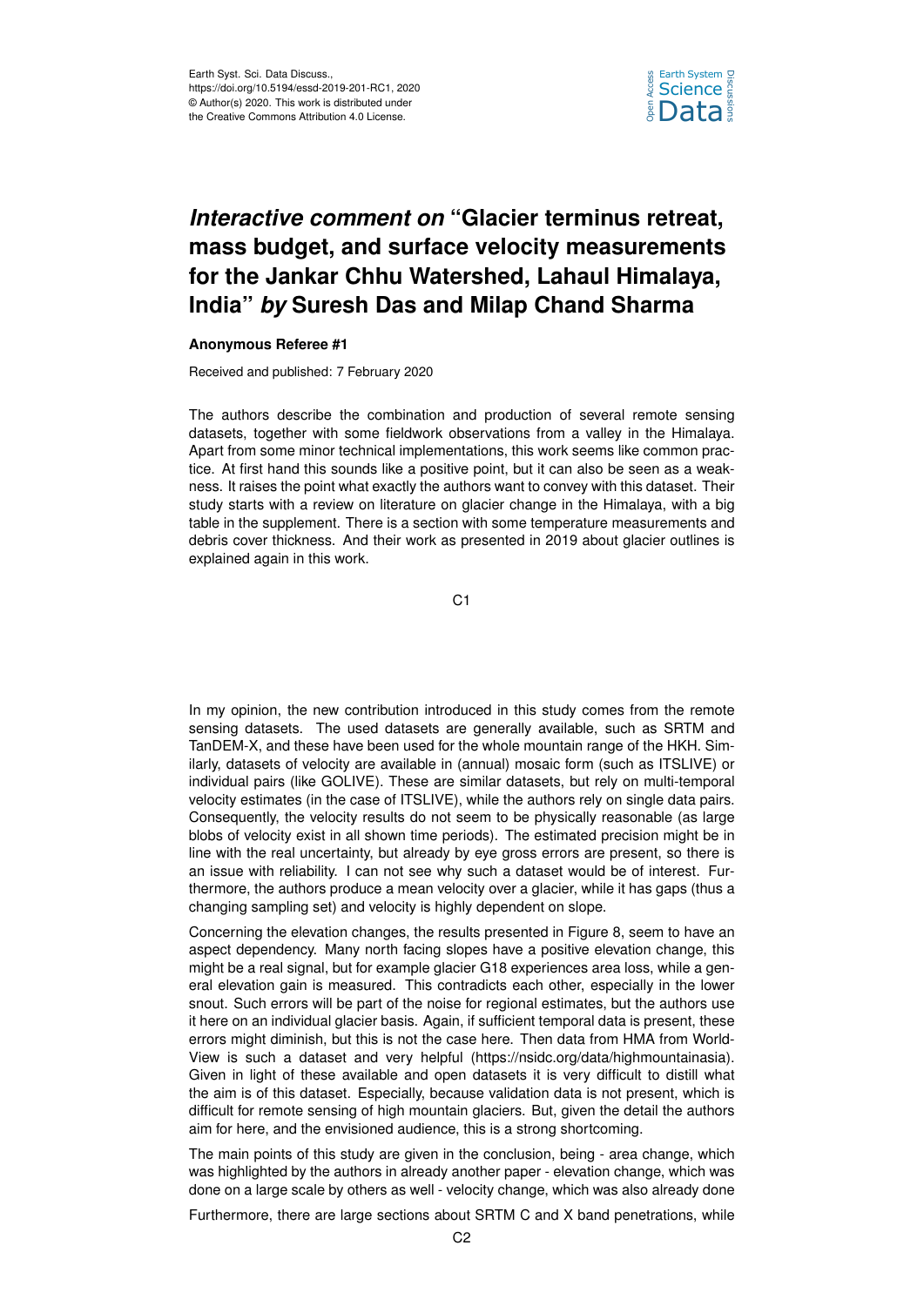# *Interactive comment on* "Glacier terminus retreat, mass budget, and surface velocity measurements for the Jankar Chhu Watershed, Lahaul Himalaya, India" *by* Suresh Das and Milap Chand Sharma

**Anonymous Referee #1**

Received and published: 7 February 2020

The authors describe the combination and production of several remote sensing datasets, together with some fieldwork observations from a valley in the Himalaya. Apart from some minor technical implementations, this work seems like common practice. At first hand this sounds like a positive point, but it can also be seen as a weakness. It raises the point what exactly the authors want to convey with this dataset. Their study starts with a review on literature on glacier change in the Himalaya, with a big table in the supplement. There is a section with some temperature measurements and debris cover thickness. And their work as presented in 2019 about glacier outlines is explained again in this work.

In my opinion, the new contribution introduced in this study comes from the remote sensing datasets. The used datasets are generally available, such as SRTM and TanDEM-X, and these have been used for the whole mountain range of the HKH. Similarly, datasets of velocity are available in (annual) mosaic form (such as ITSLIVE) or individual pairs (like GOLIVE). These are similar datasets, but rely on multi-temporal velocity estimates (in the case of ITSLIVE), while the authors rely on single data pairs. Consequently, the velocity results do not seem to be physically reasonable (as large blobs of velocity exist in all shown time periods). The estimated precision might be in line with the real uncertainty, but already by eye gross errors are present, so there is an issue with reliability. I can not see why such a dataset would be of interest. Furthermore, the authors produce a mean velocity over a glacier, while it has gaps (thus a changing sampling set) and velocity is highly dependent on slope.

Concerning the elevation changes, the results presented in Figure 8, seem to have an aspect dependency. Many north facing slopes have a positive elevation change, this might be a real signal, but for example glacier G18 experiences area loss, while a general elevation gain is measured. This contradicts each other, especially in the lower snout. Such errors will be part of the noise for regional estimates, but the authors use it here on an individual glacier basis. Again, if sufficient temporal data is present, these errors might diminish, but this is not the case here. Then data from HMA from WorldView is such a dataset and very helpful (https://nsidc.org/data/highmountainasia). Given in light of these available and open datasets it is very difficult to distill what the aim is of this dataset. Especially, because validation data is not present, which is difficult for remote sensing of high mountain glaciers. But, given the detail the authors aim for here, and the envisioned audience, this is a strong shortcoming.

The main points of this study are given in the conclusion, being - area change, which was highlighted by the authors in already another paper - elevation change, which was done on a large scale by others as well - velocity change, which was also already done

Furthermore, there are large sections about SRTM C and X band penetrations, while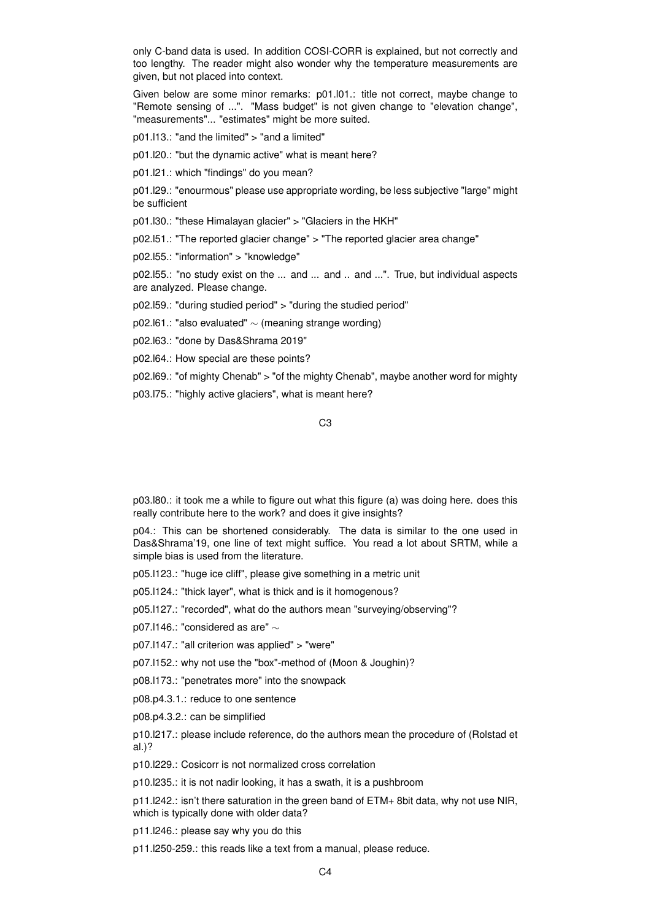only C-band data is used. In addition COSI-CORR is explained, but not correctly and too lengthy. The reader might also wonder why the temperature measurements are given, but not placed into context.

Given below are some minor remarks: p01.l01.: title not correct, maybe change to "Remote sensing of ...". "Mass budget" is not given change to "elevation change", "measurements"... "estimates" might be more suited.

p01.l13.: "and the limited" > "and a limited"

p01.l20.: "but the dynamic active" what is meant here?

p01.l21.: which "findings" do you mean?

p01.l29.: "enourmous" please use appropriate wording, be less subjective "large" might be sufficient

p01.l30.: "these Himalayan glacier" > "Glaciers in the HKH"

p02.l51.: "The reported glacier change" > "The reported glacier area change"

p02.l55.: "information" > "knowledge"

p02.l55.: "no study exist on the ... and ... and .. and ...". True, but individual aspects are analyzed. Please change.

p02.l59.: "during studied period" > "during the studied period"

p02.l61.: "also evaluated" ~ (meaning strange wording)

p02.l63.: "done by Das&Shrama 2019"

p02.l64.: How special are these points?

p02.l69.: "of mighty Chenab" > "of the mighty Chenab", maybe another word for mighty

p03.l75.: "highly active glaciers", what is meant here?

p03.l80.: it took me a while to figure out what this figure (a) was doing here. does this really contribute here to the work? and does it give insights?

p04.: This can be shortened considerably. The data is similar to the one used in Das&Shrama'19, one line of text might suffice. You read a lot about SRTM, while a simple bias is used from the literature.

p05.l123.: "huge ice cliff", please give something in a metric unit

p05.l124.: "thick layer", what is thick and is it homogenous?

p05.l127.: "recorded", what do the authors mean "surveying/observing"?

p07.l146.: "considered as are" ~

p07.l147.: "all criterion was applied" > "were"

p07.l152.: why not use the "box"-method of (Moon & Joughin)?

p08.l173.: "penetrates more" into the snowpack

p08.p4.3.1.: reduce to one sentence

p08.p4.3.2.: can be simplified

p10.l217.: please include reference, do the authors mean the procedure of (Rolstad et al.)?

p10.l229.: Cosicorr is not normalized cross correlation

p10.l235.: it is not nadir looking, it has a swath, it is a pushbroom

p11.l242.: isn't there saturation in the green band of ETM+ 8bit data, why not use NIR, which is typically done with older data?

p11.l246.: please say why you do this

p11.l250-259.: this reads like a text from a manual, please reduce.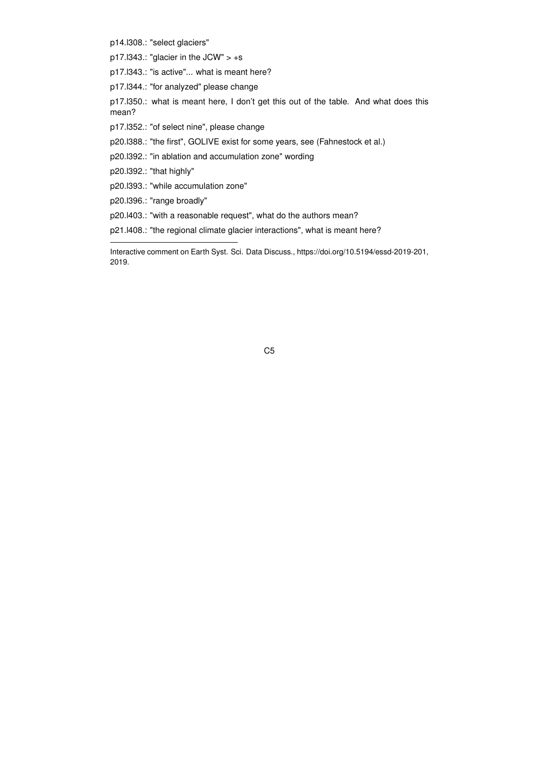p14.l308.: "select glaciers"

p17.l343.: "glacier in the JCW" > +s

p17.l343.: "is active"... what is meant here?

p17.l344.: "for analyzed" please change

p17.l350.: what is meant here, I don't get this out of the table. And what does this mean?

p17.l352.: "of select nine", please change

p20.l388.: "the first", GOLIVE exist for some years, see (Fahnestock et al.)

p20.l392.: "in ablation and accumulation zone" wording

p20.l392.: "that highly"

p20.l393.: "while accumulation zone"

p20.l396.: "range broadly"

p20.l403.: "with a reasonable request", what do the authors mean?

p21.l408.: "the regional climate glacier interactions", what is meant here?

---

Interactive comment on Earth Syst. Sci. Data Discuss., https://doi.org/10.5194/essd-2019-201, 2019.